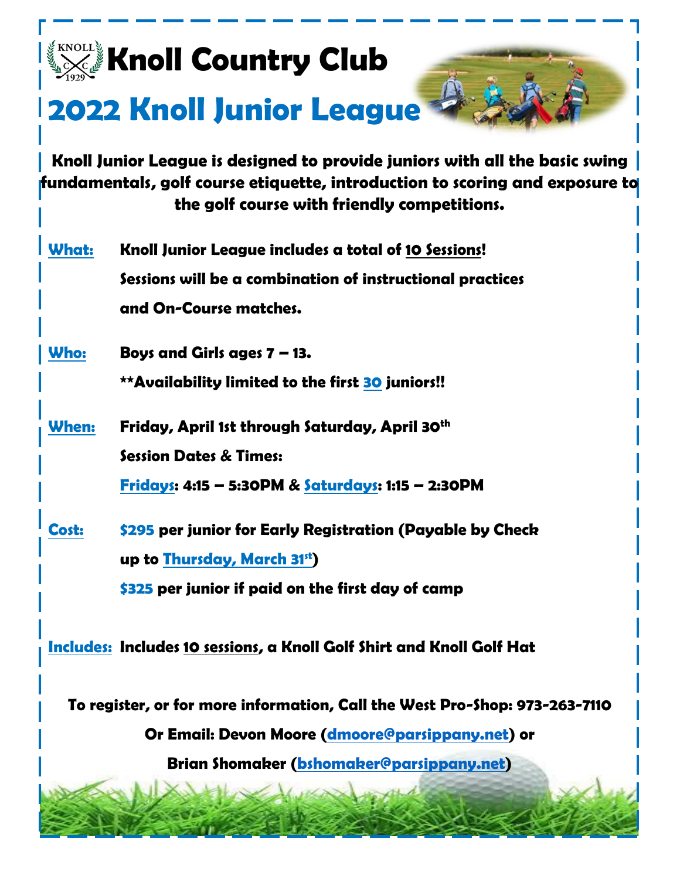# Knoll Country Club

## 2022 Knoll Junior League

**Knoll Junior League is designed to provide juniors with all the basic swing fundamentals, golf course etiquette, introduction to scoring and exposure to the golf course with friendly competitions.**

**What:** Knoll Junior League includes a total of 10 Sessions! Sessions will be a combination of instructional practices and On-Course matches.

**Who:** Boys and Girls ages 7 – 13.
**Availability limited to the first 30 juniors!!

**When:** Friday, April 1st through Saturday, April 30th
Session Dates & Times:
Fridays: 4:15 – 5:30PM & Saturdays: 1:15 – 2:30PM

**Cost:** $295 per junior for Early Registration (Payable by Check up to Thursday, March 31st)
$325 per junior if paid on the first day of camp

**Includes:** Includes 10 sessions, a Knoll Golf Shirt and Knoll Golf Hat

**To register, or for more information, Call the West Pro-Shop: 973-263-7110**

**Or Email: Devon Moore (dmoore@parsippany.net) or**

**Brian Shomaker (bshomaker@parsippany.net)**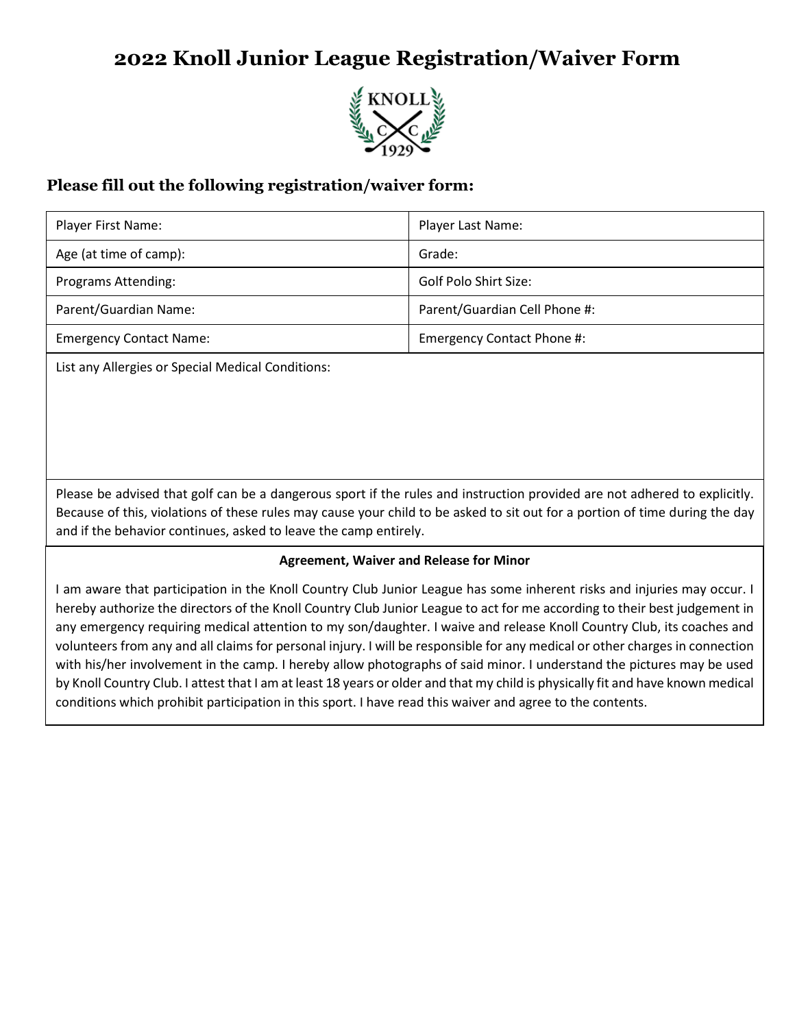# 2022 Knoll Junior League Registration/Waiver Form

KNOLL
C C
1929

### Please fill out the following registration/waiver form:

| | |
|---|---|
| Player First Name: | Player Last Name: |
| Age (at time of camp): | Grade: |
| Programs Attending: | Golf Polo Shirt Size: |
| Parent/Guardian Name: | Parent/Guardian Cell Phone #: |
| Emergency Contact Name: | Emergency Contact Phone #: |

List any Allergies or Special Medical Conditions:

Please be advised that golf can be a dangerous sport if the rules and instruction provided are not adhered to explicitly. Because of this, violations of these rules may cause your child to be asked to sit out for a portion of time during the day and if the behavior continues, asked to leave the camp entirely.

**Agreement, Waiver and Release for Minor**

I am aware that participation in the Knoll Country Club Junior League has some inherent risks and injuries may occur. I hereby authorize the directors of the Knoll Country Club Junior League to act for me according to their best judgement in any emergency requiring medical attention to my son/daughter. I waive and release Knoll Country Club, its coaches and volunteers from any and all claims for personal injury. I will be responsible for any medical or other charges in connection with his/her involvement in the camp. I hereby allow photographs of said minor. I understand the pictures may be used by Knoll Country Club. I attest that I am at least 18 years or older and that my child is physically fit and have known medical conditions which prohibit participation in this sport. I have read this waiver and agree to the contents.